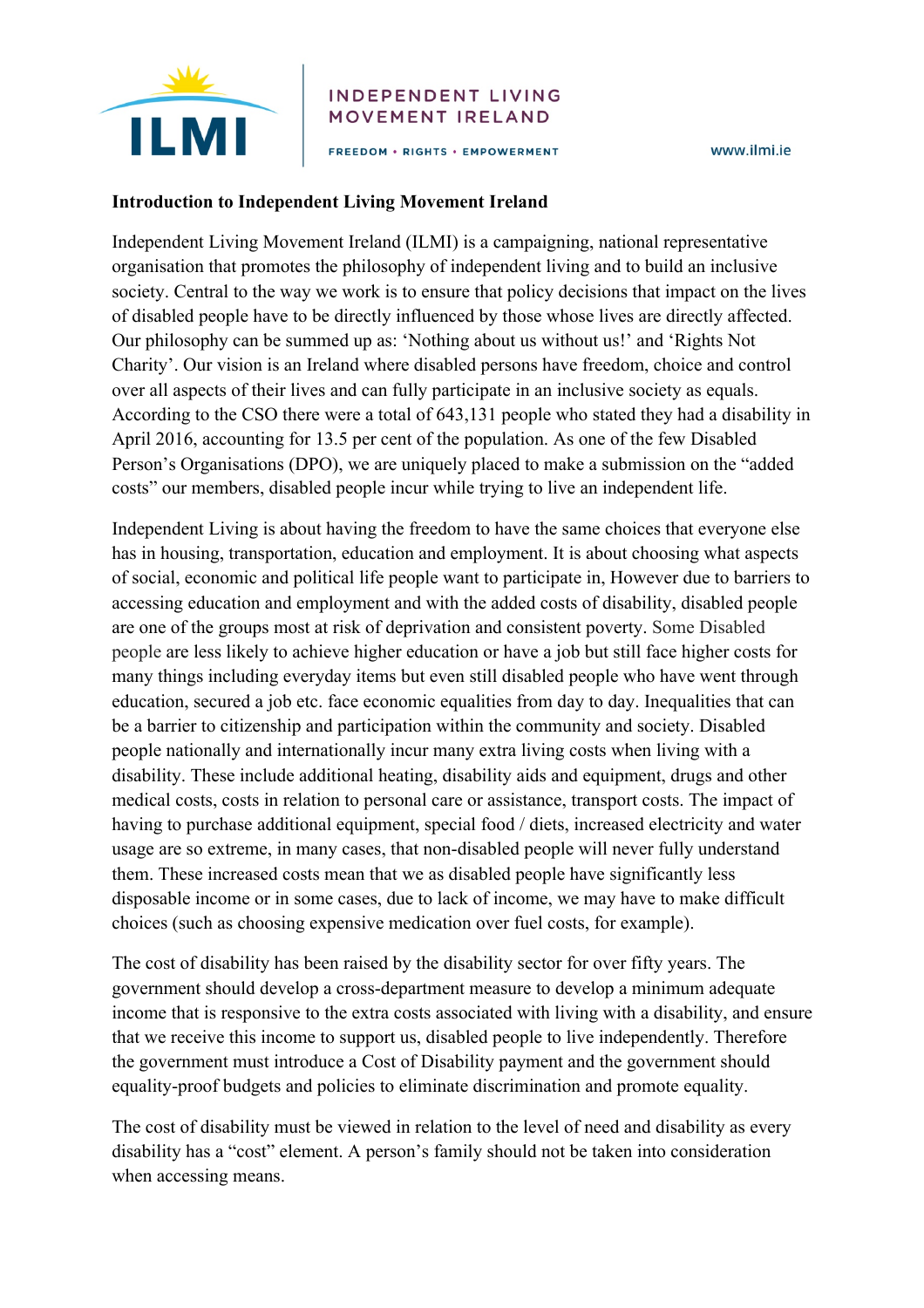**Introduction to Independent Living Movement Ireland**

Independent Living Movement Ireland (ILMI) is a campaigning, national representative organisation that promotes the philosophy of independent living and to build an inclusive society. Central to the way we work is to ensure that policy decisions that impact on the lives of disabled people have to be directly influenced by those whose lives are directly affected. Our philosophy can be summed up as: 'Nothing about us without us!' and 'Rights Not Charity'. Our vision is an Ireland where disabled persons have freedom, choice and control over all aspects of their lives and can fully participate in an inclusive society as equals. According to the CSO there were a total of 643,131 people who stated they had a disability in April 2016, accounting for 13.5 per cent of the population. As one of the few Disabled Person's Organisations (DPO), we are uniquely placed to make a submission on the "added costs" our members, disabled people incur while trying to live an independent life.

Independent Living is about having the freedom to have the same choices that everyone else has in housing, transportation, education and employment. It is about choosing what aspects of social, economic and political life people want to participate in, However due to barriers to accessing education and employment and with the added costs of disability, disabled people are one of the groups most at risk of deprivation and consistent poverty. Some Disabled people are less likely to achieve higher education or have a job but still face higher costs for many things including everyday items but even still disabled people who have went through education, secured a job etc. face economic equalities from day to day. Inequalities that can be a barrier to citizenship and participation within the community and society. Disabled people nationally and internationally incur many extra living costs when living with a disability. These include additional heating, disability aids and equipment, drugs and other medical costs, costs in relation to personal care or assistance, transport costs. The impact of having to purchase additional equipment, special food / diets, increased electricity and water usage are so extreme, in many cases, that non-disabled people will never fully understand them. These increased costs mean that we as disabled people have significantly less disposable income or in some cases, due to lack of income, we may have to make difficult choices (such as choosing expensive medication over fuel costs, for example).

The cost of disability has been raised by the disability sector for over fifty years. The government should develop a cross-department measure to develop a minimum adequate income that is responsive to the extra costs associated with living with a disability, and ensure that we receive this income to support us, disabled people to live independently. Therefore the government must introduce a Cost of Disability payment and the government should equality-proof budgets and policies to eliminate discrimination and promote equality.

The cost of disability must be viewed in relation to the level of need and disability as every disability has a "cost" element. A person's family should not be taken into consideration when accessing means.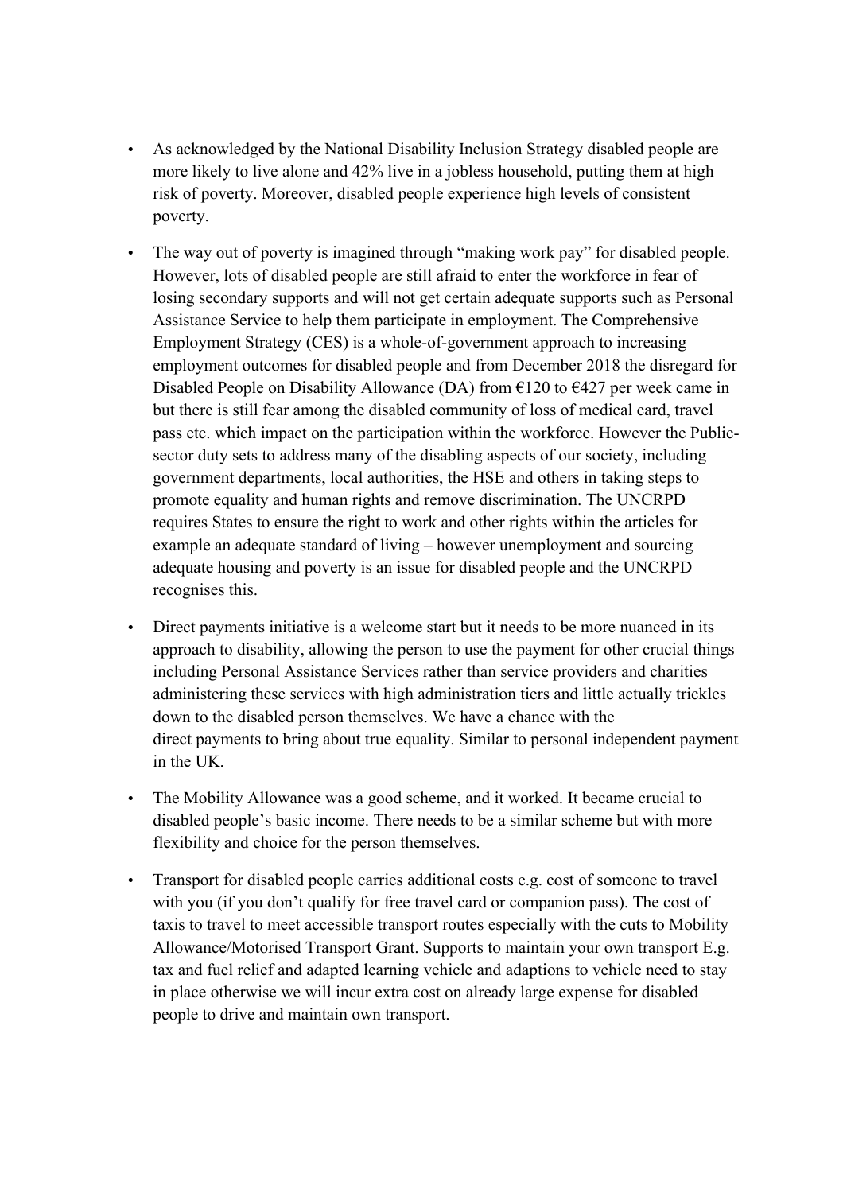- As acknowledged by the National Disability Inclusion Strategy disabled people are more likely to live alone and 42% live in a jobless household, putting them at high risk of poverty. Moreover, disabled people experience high levels of consistent poverty.

- The way out of poverty is imagined through "making work pay" for disabled people. However, lots of disabled people are still afraid to enter the workforce in fear of losing secondary supports and will not get certain adequate supports such as Personal Assistance Service to help them participate in employment. The Comprehensive Employment Strategy (CES) is a whole-of-government approach to increasing employment outcomes for disabled people and from December 2018 the disregard for Disabled People on Disability Allowance (DA) from €120 to €427 per week came in but there is still fear among the disabled community of loss of medical card, travel pass etc. which impact on the participation within the workforce. However the Public-sector duty sets to address many of the disabling aspects of our society, including government departments, local authorities, the HSE and others in taking steps to promote equality and human rights and remove discrimination. The UNCRPD requires States to ensure the right to work and other rights within the articles for example an adequate standard of living – however unemployment and sourcing adequate housing and poverty is an issue for disabled people and the UNCRPD recognises this.

- Direct payments initiative is a welcome start but it needs to be more nuanced in its approach to disability, allowing the person to use the payment for other crucial things including Personal Assistance Services rather than service providers and charities administering these services with high administration tiers and little actually trickles down to the disabled person themselves. We have a chance with the direct payments to bring about true equality. Similar to personal independent payment in the UK.

- The Mobility Allowance was a good scheme, and it worked. It became crucial to disabled people's basic income. There needs to be a similar scheme but with more flexibility and choice for the person themselves.

- Transport for disabled people carries additional costs e.g. cost of someone to travel with you (if you don't qualify for free travel card or companion pass). The cost of taxis to travel to meet accessible transport routes especially with the cuts to Mobility Allowance/Motorised Transport Grant. Supports to maintain your own transport E.g. tax and fuel relief and adapted learning vehicle and adaptions to vehicle need to stay in place otherwise we will incur extra cost on already large expense for disabled people to drive and maintain own transport.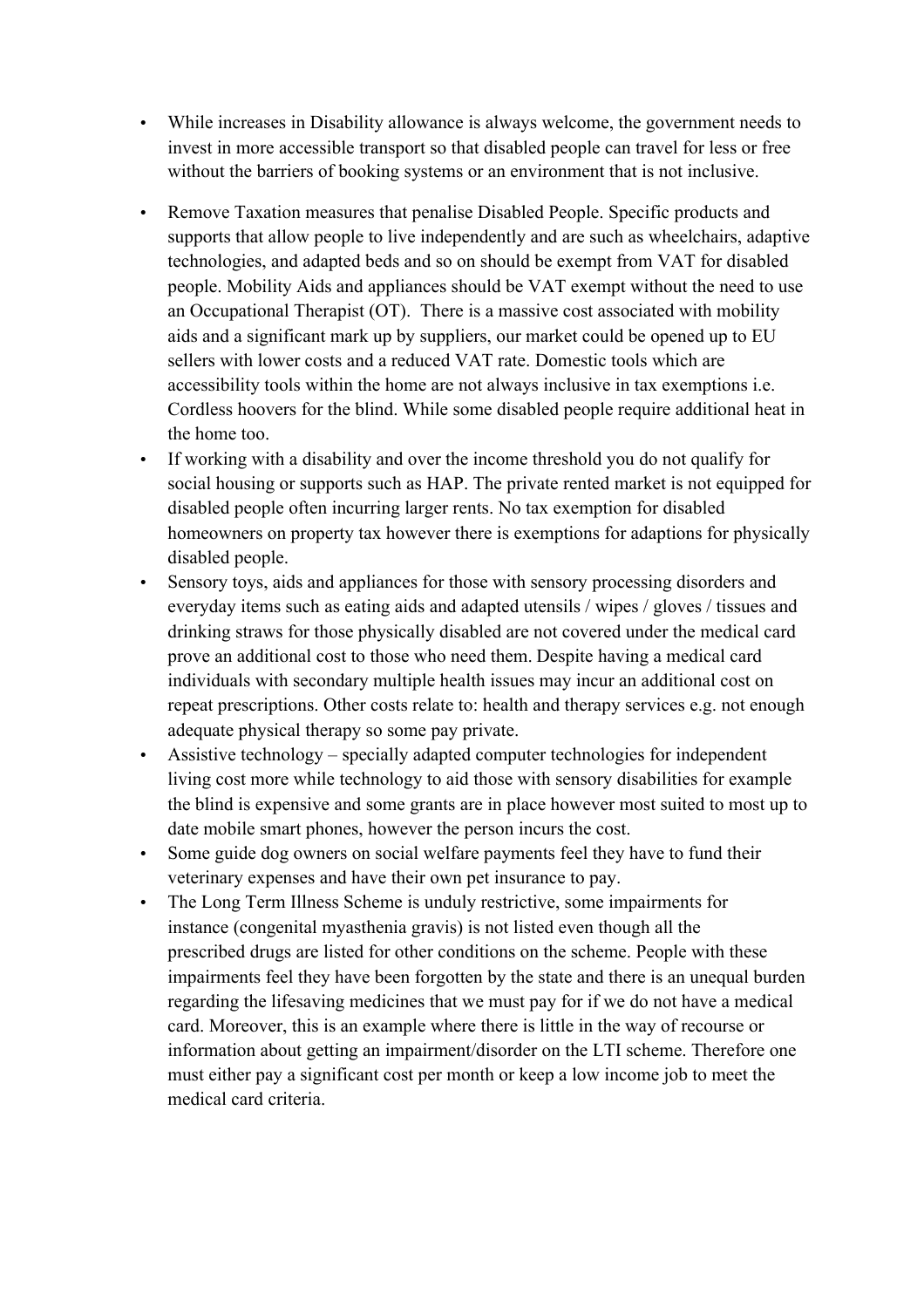- While increases in Disability allowance is always welcome, the government needs to invest in more accessible transport so that disabled people can travel for less or free without the barriers of booking systems or an environment that is not inclusive.

- Remove Taxation measures that penalise Disabled People. Specific products and supports that allow people to live independently and are such as wheelchairs, adaptive technologies, and adapted beds and so on should be exempt from VAT for disabled people. Mobility Aids and appliances should be VAT exempt without the need to use an Occupational Therapist (OT). There is a massive cost associated with mobility aids and a significant mark up by suppliers, our market could be opened up to EU sellers with lower costs and a reduced VAT rate. Domestic tools which are accessibility tools within the home are not always inclusive in tax exemptions i.e. Cordless hoovers for the blind. While some disabled people require additional heat in the home too.
- If working with a disability and over the income threshold you do not qualify for social housing or supports such as HAP. The private rented market is not equipped for disabled people often incurring larger rents. No tax exemption for disabled homeowners on property tax however there is exemptions for adaptions for physically disabled people.
- Sensory toys, aids and appliances for those with sensory processing disorders and everyday items such as eating aids and adapted utensils / wipes / gloves / tissues and drinking straws for those physically disabled are not covered under the medical card prove an additional cost to those who need them. Despite having a medical card individuals with secondary multiple health issues may incur an additional cost on repeat prescriptions. Other costs relate to: health and therapy services e.g. not enough adequate physical therapy so some pay private.
- Assistive technology – specially adapted computer technologies for independent living cost more while technology to aid those with sensory disabilities for example the blind is expensive and some grants are in place however most suited to most up to date mobile smart phones, however the person incurs the cost.
- Some guide dog owners on social welfare payments feel they have to fund their veterinary expenses and have their own pet insurance to pay.
- The Long Term Illness Scheme is unduly restrictive, some impairments for instance (congenital myasthenia gravis) is not listed even though all the prescribed drugs are listed for other conditions on the scheme. People with these impairments feel they have been forgotten by the state and there is an unequal burden regarding the lifesaving medicines that we must pay for if we do not have a medical card. Moreover, this is an example where there is little in the way of recourse or information about getting an impairment/disorder on the LTI scheme. Therefore one must either pay a significant cost per month or keep a low income job to meet the medical card criteria.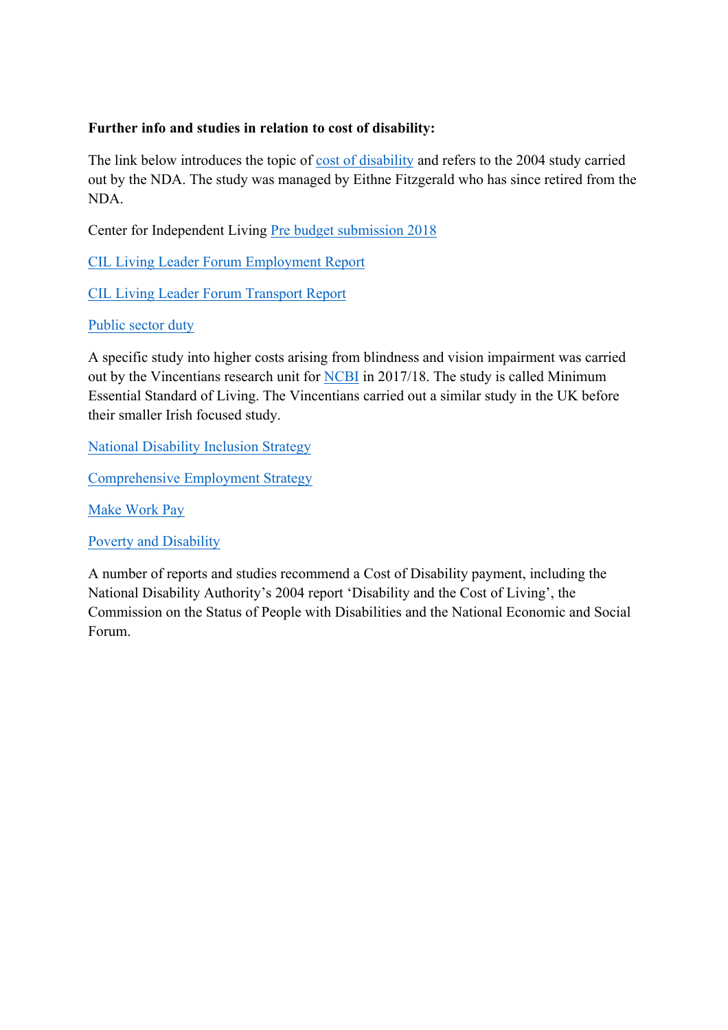**Further info and studies in relation to cost of disability:**

The link below introduces the topic of cost of disability and refers to the 2004 study carried out by the NDA. The study was managed by Eithne Fitzgerald who has since retired from the NDA.

Center for Independent Living Pre budget submission 2018

CIL Living Leader Forum Employment Report

CIL Living Leader Forum Transport Report

Public sector duty

A specific study into higher costs arising from blindness and vision impairment was carried out by the Vincentians research unit for NCBI in 2017/18. The study is called Minimum Essential Standard of Living. The Vincentians carried out a similar study in the UK before their smaller Irish focused study.

National Disability Inclusion Strategy

Comprehensive Employment Strategy

Make Work Pay

Poverty and Disability

A number of reports and studies recommend a Cost of Disability payment, including the National Disability Authority's 2004 report 'Disability and the Cost of Living', the Commission on the Status of People with Disabilities and the National Economic and Social Forum.